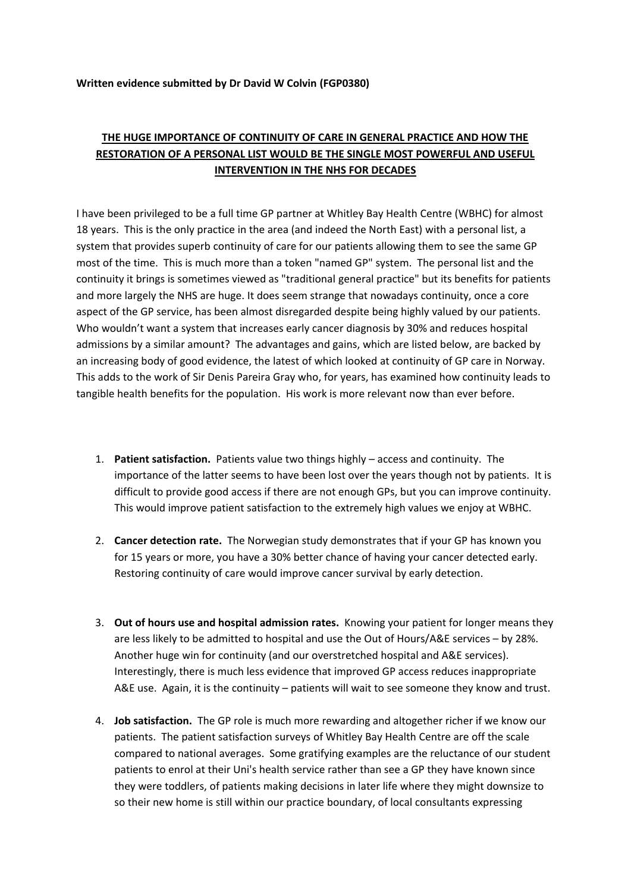**Written evidence submitted by Dr David W Colvin (FGP0380)**

# THE HUGE IMPORTANCE OF CONTINUITY OF CARE IN GENERAL PRACTICE AND HOW THE RESTORATION OF A PERSONAL LIST WOULD BE THE SINGLE MOST POWERFUL AND USEFUL INTERVENTION IN THE NHS FOR DECADES

I have been privileged to be a full time GP partner at Whitley Bay Health Centre (WBHC) for almost 18 years. This is the only practice in the area (and indeed the North East) with a personal list, a system that provides superb continuity of care for our patients allowing them to see the same GP most of the time. This is much more than a token "named GP" system. The personal list and the continuity it brings is sometimes viewed as "traditional general practice" but its benefits for patients and more largely the NHS are huge. It does seem strange that nowadays continuity, once a core aspect of the GP service, has been almost disregarded despite being highly valued by our patients. Who wouldn't want a system that increases early cancer diagnosis by 30% and reduces hospital admissions by a similar amount? The advantages and gains, which are listed below, are backed by an increasing body of good evidence, the latest of which looked at continuity of GP care in Norway. This adds to the work of Sir Denis Pareira Gray who, for years, has examined how continuity leads to tangible health benefits for the population. His work is more relevant now than ever before.

1. **Patient satisfaction.** Patients value two things highly – access and continuity. The importance of the latter seems to have been lost over the years though not by patients. It is difficult to provide good access if there are not enough GPs, but you can improve continuity. This would improve patient satisfaction to the extremely high values we enjoy at WBHC.

2. **Cancer detection rate.** The Norwegian study demonstrates that if your GP has known you for 15 years or more, you have a 30% better chance of having your cancer detected early. Restoring continuity of care would improve cancer survival by early detection.

3. **Out of hours use and hospital admission rates.** Knowing your patient for longer means they are less likely to be admitted to hospital and use the Out of Hours/A&E services – by 28%. Another huge win for continuity (and our overstretched hospital and A&E services). Interestingly, there is much less evidence that improved GP access reduces inappropriate A&E use. Again, it is the continuity – patients will wait to see someone they know and trust.

4. **Job satisfaction.** The GP role is much more rewarding and altogether richer if we know our patients. The patient satisfaction surveys of Whitley Bay Health Centre are off the scale compared to national averages. Some gratifying examples are the reluctance of our student patients to enrol at their Uni's health service rather than see a GP they have known since they were toddlers, of patients making decisions in later life where they might downsize to so their new home is still within our practice boundary, of local consultants expressing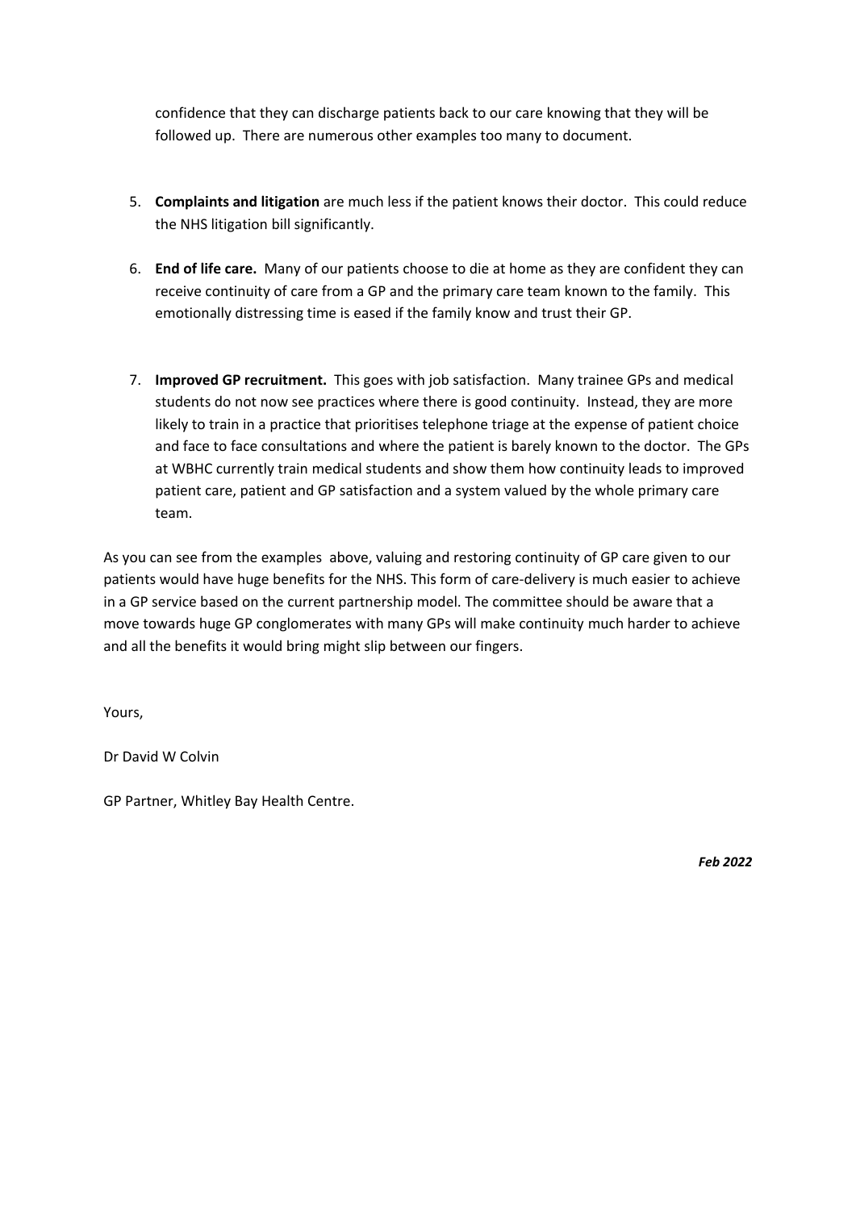confidence that they can discharge patients back to our care knowing that they will be followed up. There are numerous other examples too many to document.

5. **Complaints and litigation** are much less if the patient knows their doctor. This could reduce the NHS litigation bill significantly.

6. **End of life care.** Many of our patients choose to die at home as they are confident they can receive continuity of care from a GP and the primary care team known to the family. This emotionally distressing time is eased if the family know and trust their GP.

7. **Improved GP recruitment.** This goes with job satisfaction. Many trainee GPs and medical students do not now see practices where there is good continuity. Instead, they are more likely to train in a practice that prioritises telephone triage at the expense of patient choice and face to face consultations and where the patient is barely known to the doctor. The GPs at WBHC currently train medical students and show them how continuity leads to improved patient care, patient and GP satisfaction and a system valued by the whole primary care team.

As you can see from the examples above, valuing and restoring continuity of GP care given to our patients would have huge benefits for the NHS. This form of care-delivery is much easier to achieve in a GP service based on the current partnership model. The committee should be aware that a move towards huge GP conglomerates with many GPs will make continuity much harder to achieve and all the benefits it would bring might slip between our fingers.

Yours,

Dr David W Colvin

GP Partner, Whitley Bay Health Centre.

***Feb 2022***